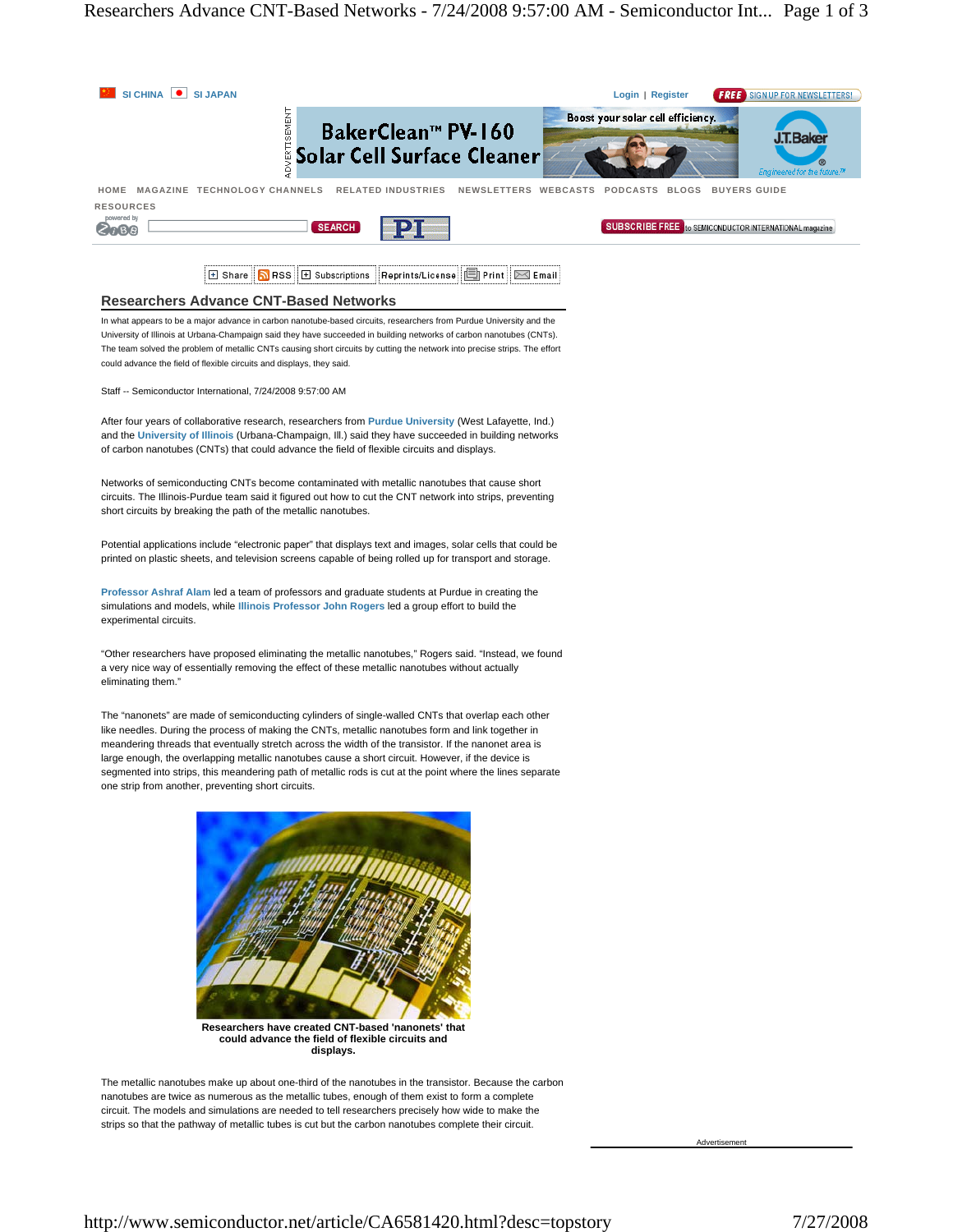## Researchers Advance CNT-Based Networks

In what appears to be a major advance in carbon nanotube-based circuits, researchers from Purdue University and the University of Illinois at Urbana-Champaign said they have succeeded in building networks of carbon nanotubes (CNTs). The team solved the problem of metallic CNTs causing short circuits by cutting the network into precise strips. The effort could advance the field of flexible circuits and displays, they said.

Staff -- Semiconductor International, 7/24/2008 9:57:00 AM

After four years of collaborative research, researchers from Purdue University (West Lafayette, Ind.) and the University of Illinois (Urbana-Champaign, Ill.) said they have succeeded in building networks of carbon nanotubes (CNTs) that could advance the field of flexible circuits and displays.

Networks of semiconducting CNTs become contaminated with metallic nanotubes that cause short circuits. The Illinois-Purdue team said it figured out how to cut the CNT network into strips, preventing short circuits by breaking the path of the metallic nanotubes.

Potential applications include "electronic paper" that displays text and images, solar cells that could be printed on plastic sheets, and television screens capable of being rolled up for transport and storage.

Professor Ashraf Alam led a team of professors and graduate students at Purdue in creating the simulations and models, while Illinois Professor John Rogers led a group effort to build the experimental circuits.

"Other researchers have proposed eliminating the metallic nanotubes," Rogers said. "Instead, we found a very nice way of essentially removing the effect of these metallic nanotubes without actually eliminating them."

The "nanonets" are made of semiconducting cylinders of single-walled CNTs that overlap each other like needles. During the process of making the CNTs, metallic nanotubes form and link together in meandering threads that eventually stretch across the width of the transistor. If the nanonet area is large enough, the overlapping metallic nanotubes cause a short circuit. However, if the device is segmented into strips, this meandering path of metallic rods is cut at the point where the lines separate one strip from another, preventing short circuits.

**Researchers have created CNT-based 'nanonets' that could advance the field of flexible circuits and displays.**

The metallic nanotubes make up about one-third of the nanotubes in the transistor. Because the carbon nanotubes are twice as numerous as the metallic tubes, enough of them exist to form a complete circuit. The models and simulations are needed to tell researchers precisely how wide to make the strips so that the pathway of metallic tubes is cut but the carbon nanotubes complete their circuit.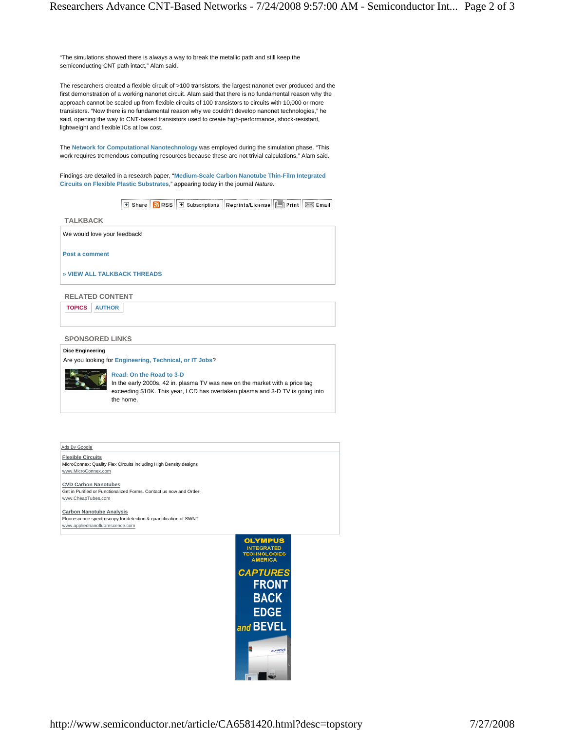"The simulations showed there is always a way to break the metallic path and still keep the semiconducting CNT path intact," Alam said.

The researchers created a flexible circuit of >100 transistors, the largest nanonet ever produced and the first demonstration of a working nanonet circuit. Alam said that there is no fundamental reason why the approach cannot be scaled up from flexible circuits of 100 transistors to circuits with 10,000 or more transistors. "Now there is no fundamental reason why we couldn't develop nanonet technologies," he said, opening the way to CNT-based transistors used to create high-performance, shock-resistant, lightweight and flexible ICs at low cost.

The **Network for Computational Nanotechnology** was employed during the simulation phase. "This work requires tremendous computing resources because these are not trivial calculations," Alam said.

Findings are detailed in a research paper, "**Medium-Scale Carbon Nanotube Thin-Film Integrated Circuits on Flexible Plastic Substrates**," appearing today in the journal *Nature*.

Share | RSS | Subscriptions | Reprints/License | Print | Email

## TALKBACK

We would love your feedback!

**Post a comment**

**» VIEW ALL TALKBACK THREADS**

## RELATED CONTENT

**TOPICS** | **AUTHOR**

## SPONSORED LINKS

**Dice Engineering**

Are you looking for **Engineering, Technical, or IT Jobs**?

**Read: On the Road to 3-D**

In the early 2000s, 42 in. plasma TV was new on the market with a price tag exceeding $10K. This year, LCD has overtaken plasma and 3-D TV is going into the home.

Ads By Google

**Flexible Circuits**
MicroConnex: Quality Flex Circuits including High Density designs
www.MicroConnex.com

**CVD Carbon Nanotubes**
Get in Purified or Functionalized Forms. Contact us now and Order!
www.CheapTubes.com

**Carbon Nanotube Analysis**
Fluorescence spectroscopy for detection & quantification of SWNT
www.appliednanofluorescence.com

OLYMPUS INTEGRATED TECHNOLOGIES AMERICA
CAPTURES FRONT BACK EDGE and BEVEL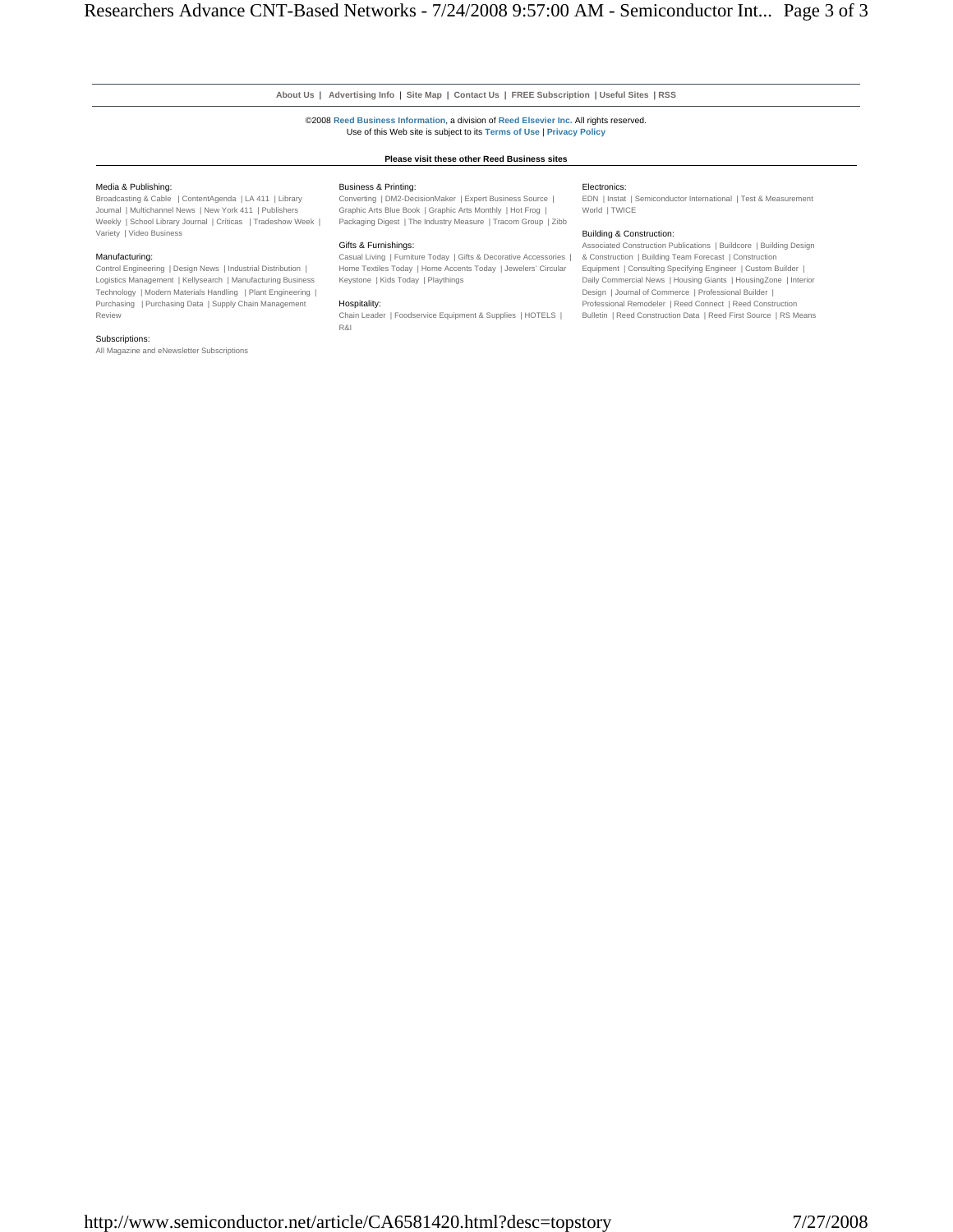About Us | Advertising Info | Site Map | Contact Us | FREE Subscription | Useful Sites | RSS

©2008 **Reed Business Information**, a division of **Reed Elsevier Inc.** All rights reserved.
Use of this Web site is subject to its **Terms of Use** | **Privacy Policy**

**Please visit these other Reed Business sites**

Media & Publishing:
Broadcasting & Cable | ContentAgenda | LA 411 | Library Journal | Multichannel News | New York 411 | Publishers Weekly | School Library Journal | Criticas | Tradeshow Week | Variety | Video Business

Manufacturing:
Control Engineering | Design News | Industrial Distribution | Logistics Management | Kellysearch | Manufacturing Business Technology | Modern Materials Handling | Plant Engineering | Purchasing | Purchasing Data | Supply Chain Management Review

Subscriptions:
All Magazine and eNewsletter Subscriptions

Business & Printing:
Converting | DM2-DecisionMaker | Expert Business Source | Graphic Arts Blue Book | Graphic Arts Monthly | Hot Frog | Packaging Digest | The Industry Measure | Tracom Group | Zibb

Gifts & Furnishings:
Casual Living | Furniture Today | Gifts & Decorative Accessories | Home Textiles Today | Home Accents Today | Jewelers' Circular Keystone | Kids Today | Playthings

Hospitality:
Chain Leader | Foodservice Equipment & Supplies | HOTELS | R&I

Electronics:
EDN | Instat | Semiconductor International | Test & Measurement World | TWICE

Building & Construction:
Associated Construction Publications | Buildcore | Building Design & Construction | Building Team Forecast | Construction Equipment | Consulting Specifying Engineer | Custom Builder | Daily Commercial News | Housing Giants | HousingZone | Interior Design | Journal of Commerce | Professional Builder | Professional Remodeler | Reed Connect | Reed Construction Bulletin | Reed Construction Data | Reed First Source | RS Means